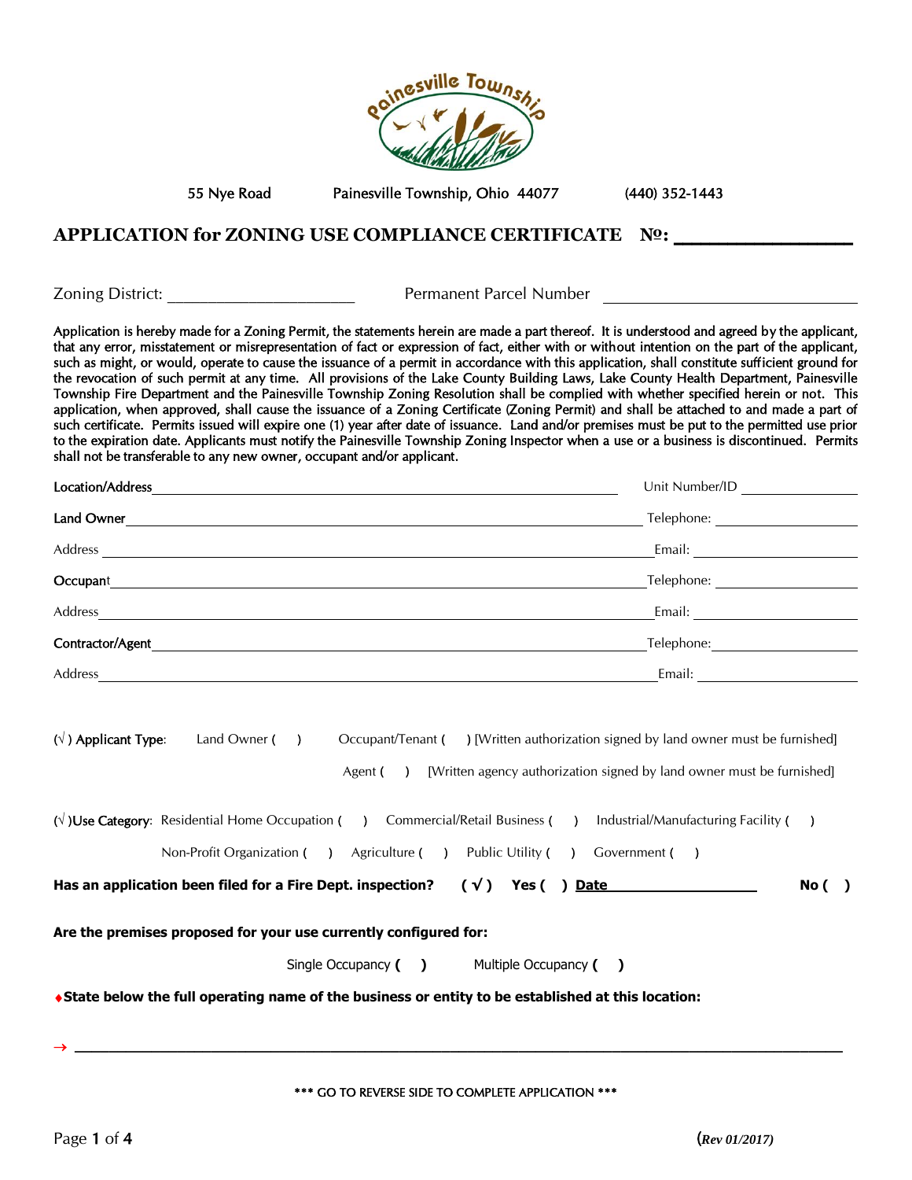55 Nye Road     Painesville Township, Ohio 44077     (440) 352-1443

# APPLICATION for ZONING USE COMPLIANCE CERTIFICATE  №: ______________

Zoning District: ____________________     Permanent Parcel Number ____________________

Application is hereby made for a Zoning Permit, the statements herein are made a part thereof. It is understood and agreed by the applicant, that any error, misstatement or misrepresentation of fact or expression of fact, either with or without intention on the part of the applicant, such as might, or would, operate to cause the issuance of a permit in accordance with this application, shall constitute sufficient ground for the revocation of such permit at any time. All provisions of the Lake County Building Laws, Lake County Health Department, Painesville Township Fire Department and the Painesville Township Zoning Resolution shall be complied with whether specified herein or not. This application, when approved, shall cause the issuance of a Zoning Certificate (Zoning Permit) and shall be attached to and made a part of such certificate. Permits issued will expire one (1) year after date of issuance. Land and/or premises must be put to the permitted use prior to the expiration date. Applicants must notify the Painesville Township Zoning Inspector when a use or a business is discontinued. Permits shall not be transferable to any new owner, occupant and/or applicant.

Location/Address ____________________________________________     Unit Number/ID ____________

Land Owner ____________________________________________     Telephone: ____________

Address ____________________________________________     Email: ____________

Occupant ____________________________________________     Telephone: ____________

Address ____________________________________________     Email: ____________

Contractor/Agent ____________________________________________     Telephone: ____________

Address ____________________________________________     Email: ____________

(√) **Applicant Type**:   Land Owner (   )   Occupant/Tenant (   ) [Written authorization signed by land owner must be furnished]

Agent (   )   [Written agency authorization signed by land owner must be furnished]

(√) **Use Category**: Residential Home Occupation (   )   Commercial/Retail Business (   )   Industrial/Manufacturing Facility (   )

Non-Profit Organization (   )   Agriculture (   )   Public Utility (   )   Government (   )

**Has an application been filed for a Fire Dept. inspection?   (√)   Yes (   ) Date ______________   No (   )**

**Are the premises proposed for your use currently configured for:**

Single Occupancy (   )     Multiple Occupancy (   )

♦**State below the full operating name of the business or entity to be established at this location:**

→ ________________________________________________________________

\*\*\* GO TO REVERSE SIDE TO COMPLETE APPLICATION \*\*\*

(*Rev 01/2017*)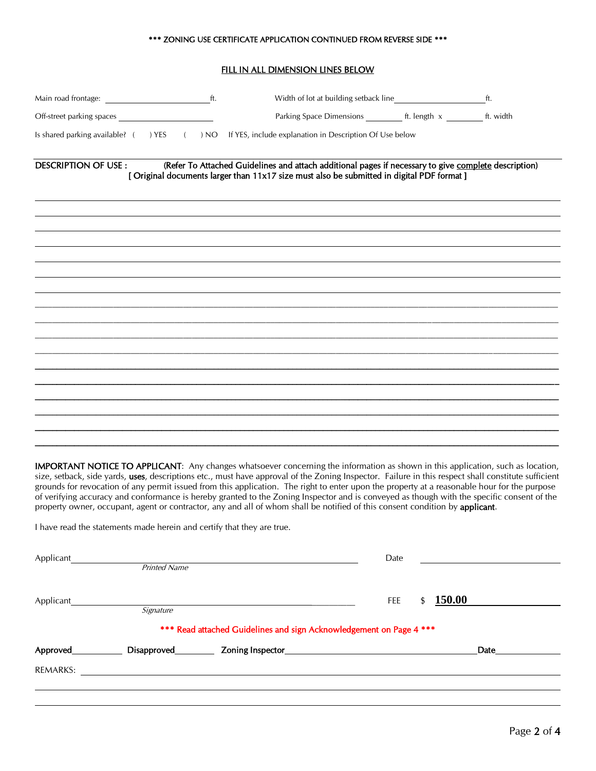*** ZONING USE CERTIFICATE APPLICATION CONTINUED FROM REVERSE SIDE ***

FILL IN ALL DIMENSION LINES BELOW

Main road frontage: ________________________ ft.     Width of lot at building setback line____________________ ft.

Off-street parking spaces ______________________     Parking Space Dimensions _________ ft. length x _________ ft. width

Is shared parking available? (  ) YES  (  ) NO  If YES, include explanation in Description Of Use below

**DESCRIPTION OF USE :** **(Refer To Attached Guidelines and attach additional pages if necessary to give complete description)**
**[ Original documents larger than 11x17 size must also be submitted in digital PDF format ]**

______________________________________________________________________________

______________________________________________________________________________

______________________________________________________________________________

______________________________________________________________________________

______________________________________________________________________________

______________________________________________________________________________

______________________________________________________________________________

______________________________________________________________________________

______________________________________________________________________________

______________________________________________________________________________

______________________________________________________________________________

______________________________________________________________________________

______________________________________________________________________________

______________________________________________________________________________

______________________________________________________________________________

______________________________________________________________________________

**IMPORTANT NOTICE TO APPLICANT**: Any changes whatsoever concerning the information as shown in this application, such as location, size, setback, side yards, **uses**, descriptions etc., must have approval of the Zoning Inspector. Failure in this respect shall constitute sufficient grounds for revocation of any permit issued from this application. The right to enter upon the property at a reasonable hour for the purpose of verifying accuracy and conformance is hereby granted to the Zoning Inspector and is conveyed as though with the specific consent of the property owner, occupant, agent or contractor, any and all of whom shall be notified of this consent condition by **applicant**.

I have read the statements made herein and certify that they are true.

Applicant______________________________________________     Date ______________________
*Printed Name*

Applicant______________________________________________     FEE $ **150.00**
*Signature*

*** Read attached Guidelines and sign Acknowledgement on Page 4 ***

**Approved**__________ **Disapproved**________ **Zoning Inspector**________________________________ **Date**____________

REMARKS: ______________________________________________________________________

______________________________________________________________________________

______________________________________________________________________________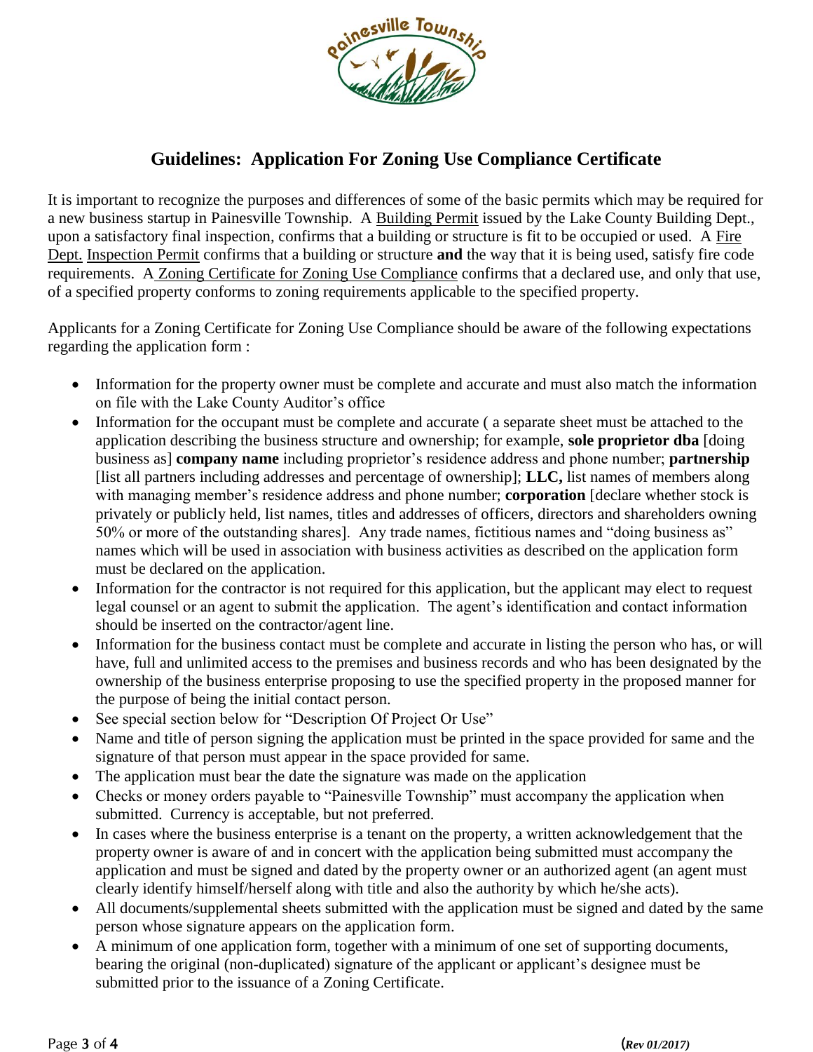## Guidelines: Application For Zoning Use Compliance Certificate

It is important to recognize the purposes and differences of some of the basic permits which may be required for a new business startup in Painesville Township. A Building Permit issued by the Lake County Building Dept., upon a satisfactory final inspection, confirms that a building or structure is fit to be occupied or used. A Fire Dept. Inspection Permit confirms that a building or structure **and** the way that it is being used, satisfy fire code requirements. A Zoning Certificate for Zoning Use Compliance confirms that a declared use, and only that use, of a specified property conforms to zoning requirements applicable to the specified property.

Applicants for a Zoning Certificate for Zoning Use Compliance should be aware of the following expectations regarding the application form :

- Information for the property owner must be complete and accurate and must also match the information on file with the Lake County Auditor's office
- Information for the occupant must be complete and accurate ( a separate sheet must be attached to the application describing the business structure and ownership; for example, **sole proprietor dba** [doing business as] **company name** including proprietor's residence address and phone number; **partnership** [list all partners including addresses and percentage of ownership]; **LLC,** list names of members along with managing member's residence address and phone number; **corporation** [declare whether stock is privately or publicly held, list names, titles and addresses of officers, directors and shareholders owning 50% or more of the outstanding shares]. Any trade names, fictitious names and "doing business as" names which will be used in association with business activities as described on the application form must be declared on the application.
- Information for the contractor is not required for this application, but the applicant may elect to request legal counsel or an agent to submit the application. The agent's identification and contact information should be inserted on the contractor/agent line.
- Information for the business contact must be complete and accurate in listing the person who has, or will have, full and unlimited access to the premises and business records and who has been designated by the ownership of the business enterprise proposing to use the specified property in the proposed manner for the purpose of being the initial contact person.
- See special section below for "Description Of Project Or Use"
- Name and title of person signing the application must be printed in the space provided for same and the signature of that person must appear in the space provided for same.
- The application must bear the date the signature was made on the application
- Checks or money orders payable to "Painesville Township" must accompany the application when submitted. Currency is acceptable, but not preferred.
- In cases where the business enterprise is a tenant on the property, a written acknowledgement that the property owner is aware of and in concert with the application being submitted must accompany the application and must be signed and dated by the property owner or an authorized agent (an agent must clearly identify himself/herself along with title and also the authority by which he/she acts).
- All documents/supplemental sheets submitted with the application must be signed and dated by the same person whose signature appears on the application form.
- A minimum of one application form, together with a minimum of one set of supporting documents, bearing the original (non-duplicated) signature of the applicant or applicant's designee must be submitted prior to the issuance of a Zoning Certificate.

(*Rev 01/2017*)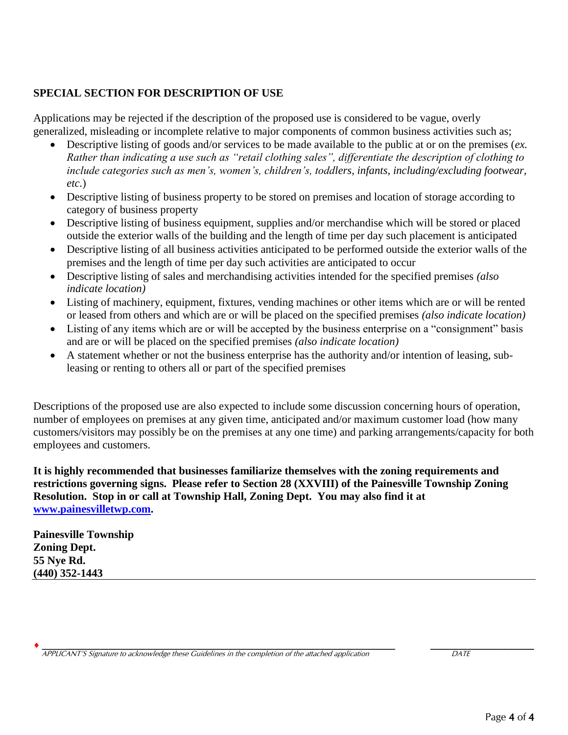**SPECIAL SECTION FOR DESCRIPTION OF USE**

Applications may be rejected if the description of the proposed use is considered to be vague, overly generalized, misleading or incomplete relative to major components of common business activities such as;

- Descriptive listing of goods and/or services to be made available to the public at or on the premises (*ex. Rather than indicating a use such as "retail clothing sales", differentiate the description of clothing to include categories such as men's, women's, children's, toddlers, infants, including/excluding footwear, etc.*)
- Descriptive listing of business property to be stored on premises and location of storage according to category of business property
- Descriptive listing of business equipment, supplies and/or merchandise which will be stored or placed outside the exterior walls of the building and the length of time per day such placement is anticipated
- Descriptive listing of all business activities anticipated to be performed outside the exterior walls of the premises and the length of time per day such activities are anticipated to occur
- Descriptive listing of sales and merchandising activities intended for the specified premises *(also indicate location)*
- Listing of machinery, equipment, fixtures, vending machines or other items which are or will be rented or leased from others and which are or will be placed on the specified premises *(also indicate location)*
- Listing of any items which are or will be accepted by the business enterprise on a "consignment" basis and are or will be placed on the specified premises *(also indicate location)*
- A statement whether or not the business enterprise has the authority and/or intention of leasing, sub-leasing or renting to others all or part of the specified premises

Descriptions of the proposed use are also expected to include some discussion concerning hours of operation, number of employees on premises at any given time, anticipated and/or maximum customer load (how many customers/visitors may possibly be on the premises at any one time) and parking arrangements/capacity for both employees and customers.

**It is highly recommended that businesses familiarize themselves with the zoning requirements and restrictions governing signs. Please refer to Section 28 (XXVIII) of the Painesville Township Zoning Resolution. Stop in or call at Township Hall, Zoning Dept. You may also find it at www.painesvilletwp.com.**

**Painesville Township**
**Zoning Dept.**
**55 Nye Rd.**
**(440) 352-1443**

♦ ______________________________________________ ____________________
*APPLICANT'S Signature to acknowledge these Guidelines in the completion of the attached application* *DATE*